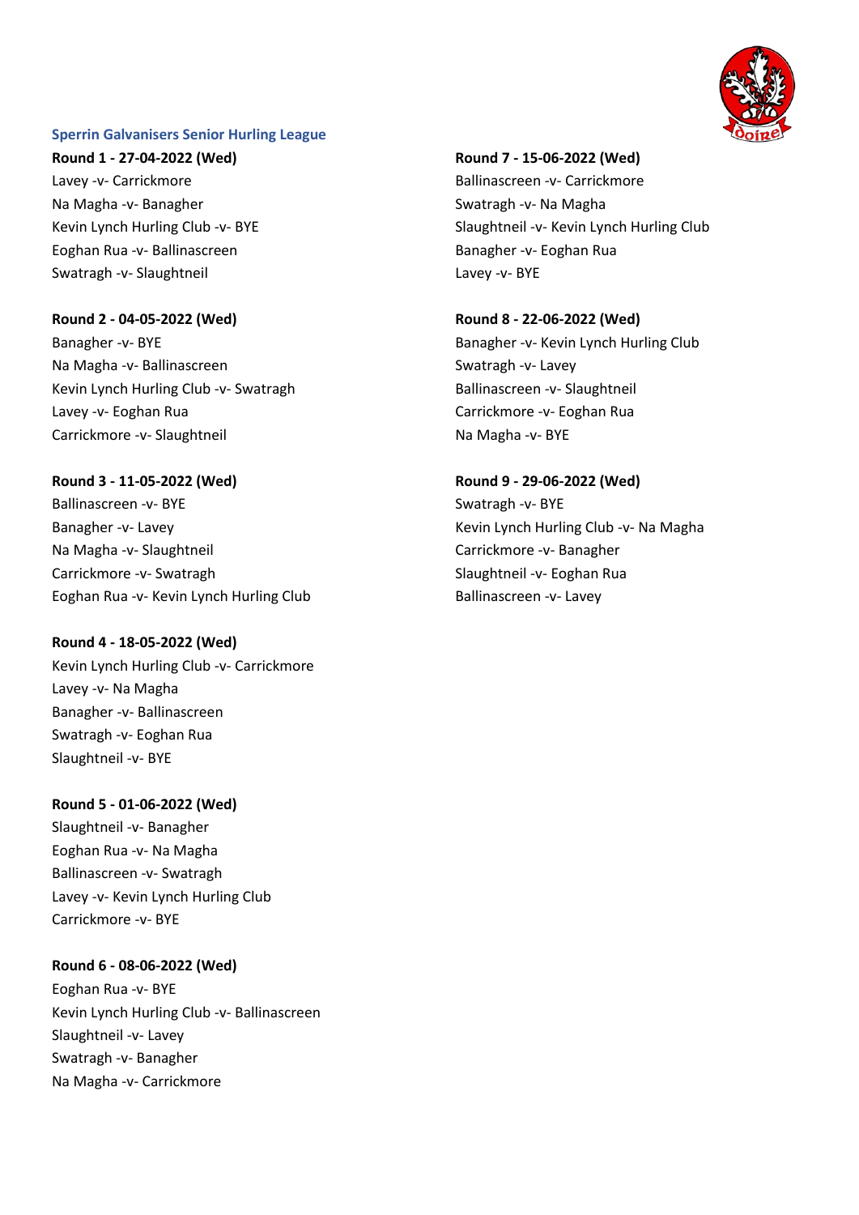## Sperrin Galvanisers Senior Hurling League

**Round 1 - 27-04-2022 (Wed)**

Lavey -v- Carrickmore
Na Magha -v- Banagher
Kevin Lynch Hurling Club -v- BYE
Eoghan Rua -v- Ballinascreen
Swatragh -v- Slaughtneil

**Round 2 - 04-05-2022 (Wed)**

Banagher -v- BYE
Na Magha -v- Ballinascreen
Kevin Lynch Hurling Club -v- Swatragh
Lavey -v- Eoghan Rua
Carrickmore -v- Slaughtneil

**Round 3 - 11-05-2022 (Wed)**

Ballinascreen -v- BYE
Banagher -v- Lavey
Na Magha -v- Slaughtneil
Carrickmore -v- Swatragh
Eoghan Rua -v- Kevin Lynch Hurling Club

**Round 4 - 18-05-2022 (Wed)**

Kevin Lynch Hurling Club -v- Carrickmore
Lavey -v- Na Magha
Banagher -v- Ballinascreen
Swatragh -v- Eoghan Rua
Slaughtneil -v- BYE

**Round 5 - 01-06-2022 (Wed)**

Slaughtneil -v- Banagher
Eoghan Rua -v- Na Magha
Ballinascreen -v- Swatragh
Lavey -v- Kevin Lynch Hurling Club
Carrickmore -v- BYE

**Round 6 - 08-06-2022 (Wed)**

Eoghan Rua -v- BYE
Kevin Lynch Hurling Club -v- Ballinascreen
Slaughtneil -v- Lavey
Swatragh -v- Banagher
Na Magha -v- Carrickmore

**Round 7 - 15-06-2022 (Wed)**

Ballinascreen -v- Carrickmore
Swatragh -v- Na Magha
Slaughtneil -v- Kevin Lynch Hurling Club
Banagher -v- Eoghan Rua
Lavey -v- BYE

**Round 8 - 22-06-2022 (Wed)**

Banagher -v- Kevin Lynch Hurling Club
Swatragh -v- Lavey
Ballinascreen -v- Slaughtneil
Carrickmore -v- Eoghan Rua
Na Magha -v- BYE

**Round 9 - 29-06-2022 (Wed)**

Swatragh -v- BYE
Kevin Lynch Hurling Club -v- Na Magha
Carrickmore -v- Banagher
Slaughtneil -v- Eoghan Rua
Ballinascreen -v- Lavey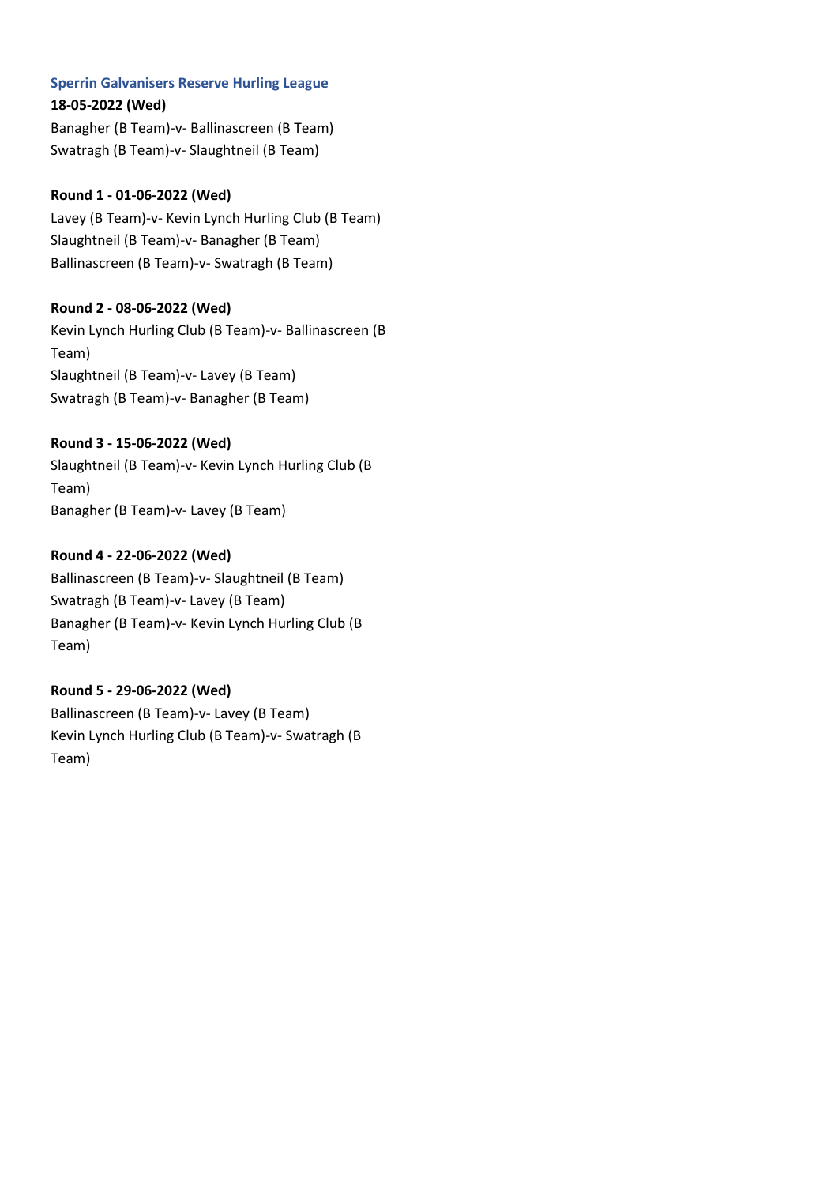## Sperrin Galvanisers Reserve Hurling League

**18-05-2022 (Wed)**

Banagher (B Team)-v- Ballinascreen (B Team)
Swatragh (B Team)-v- Slaughtneil (B Team)

**Round 1 - 01-06-2022 (Wed)**

Lavey (B Team)-v- Kevin Lynch Hurling Club (B Team)
Slaughtneil (B Team)-v- Banagher (B Team)
Ballinascreen (B Team)-v- Swatragh (B Team)

**Round 2 - 08-06-2022 (Wed)**

Kevin Lynch Hurling Club (B Team)-v- Ballinascreen (B Team)
Slaughtneil (B Team)-v- Lavey (B Team)
Swatragh (B Team)-v- Banagher (B Team)

**Round 3 - 15-06-2022 (Wed)**

Slaughtneil (B Team)-v- Kevin Lynch Hurling Club (B Team)
Banagher (B Team)-v- Lavey (B Team)

**Round 4 - 22-06-2022 (Wed)**

Ballinascreen (B Team)-v- Slaughtneil (B Team)
Swatragh (B Team)-v- Lavey (B Team)
Banagher (B Team)-v- Kevin Lynch Hurling Club (B Team)

**Round 5 - 29-06-2022 (Wed)**

Ballinascreen (B Team)-v- Lavey (B Team)
Kevin Lynch Hurling Club (B Team)-v- Swatragh (B Team)